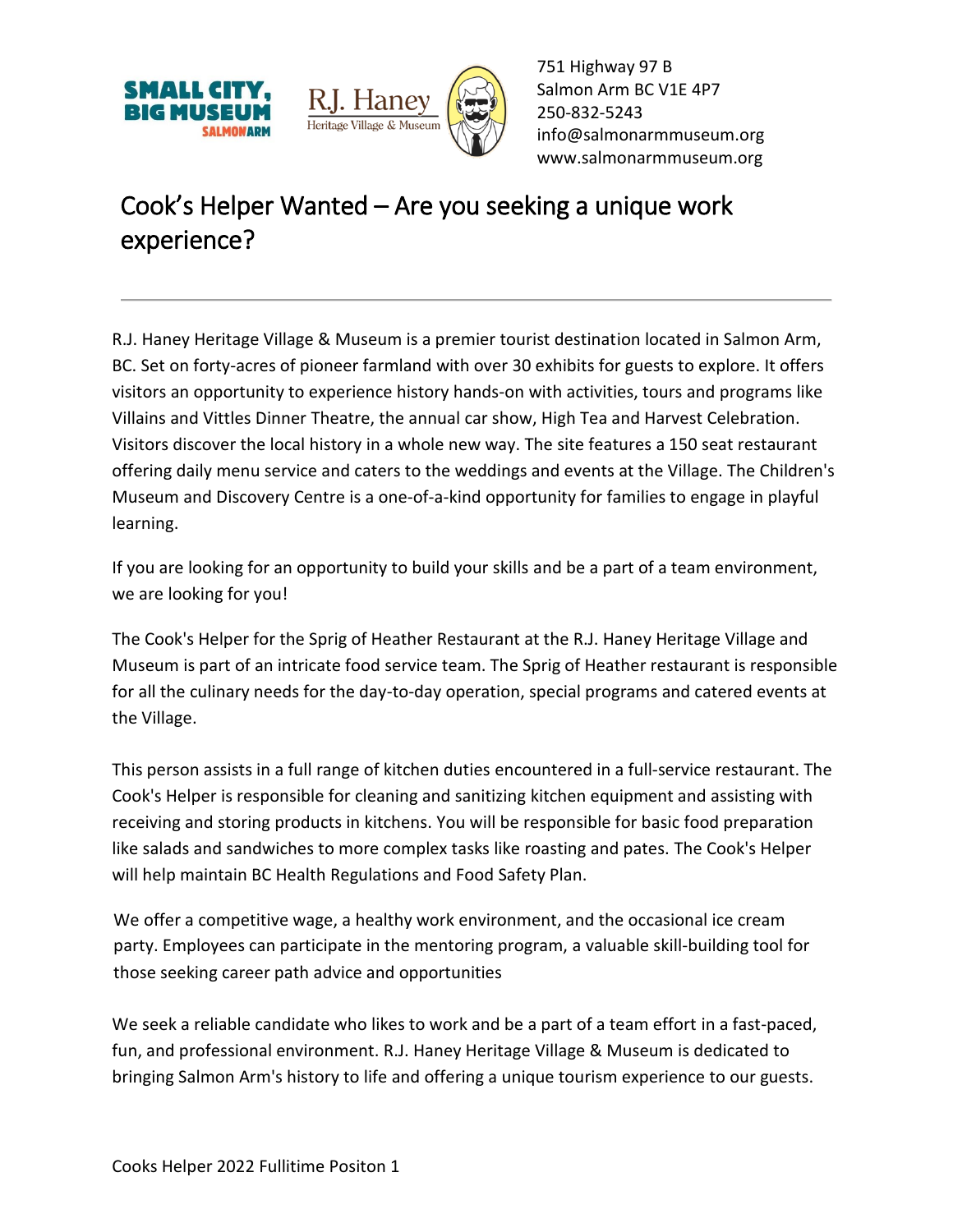751 Highway 97 B
Salmon Arm BC V1E 4P7
250-832-5243
info@salmonarmmuseum.org
www.salmonarmmuseum.org

# Cook's Helper Wanted – Are you seeking a unique work experience?

---

R.J. Haney Heritage Village & Museum is a premier tourist destination located in Salmon Arm, BC. Set on forty-acres of pioneer farmland with over 30 exhibits for guests to explore. It offers visitors an opportunity to experience history hands-on with activities, tours and programs like Villains and Vittles Dinner Theatre, the annual car show, High Tea and Harvest Celebration. Visitors discover the local history in a whole new way. The site features a 150 seat restaurant offering daily menu service and caters to the weddings and events at the Village. The Children's Museum and Discovery Centre is a one-of-a-kind opportunity for families to engage in playful learning.

If you are looking for an opportunity to build your skills and be a part of a team environment, we are looking for you!

The Cook's Helper for the Sprig of Heather Restaurant at the R.J. Haney Heritage Village and Museum is part of an intricate food service team. The Sprig of Heather restaurant is responsible for all the culinary needs for the day-to-day operation, special programs and catered events at the Village.

This person assists in a full range of kitchen duties encountered in a full-service restaurant. The Cook's Helper is responsible for cleaning and sanitizing kitchen equipment and assisting with receiving and storing products in kitchens. You will be responsible for basic food preparation like salads and sandwiches to more complex tasks like roasting and pates. The Cook's Helper will help maintain BC Health Regulations and Food Safety Plan.

We offer a competitive wage, a healthy work environment, and the occasional ice cream party. Employees can participate in the mentoring program, a valuable skill-building tool for those seeking career path advice and opportunities

We seek a reliable candidate who likes to work and be a part of a team effort in a fast-paced, fun, and professional environment. R.J. Haney Heritage Village & Museum is dedicated to bringing Salmon Arm's history to life and offering a unique tourism experience to our guests.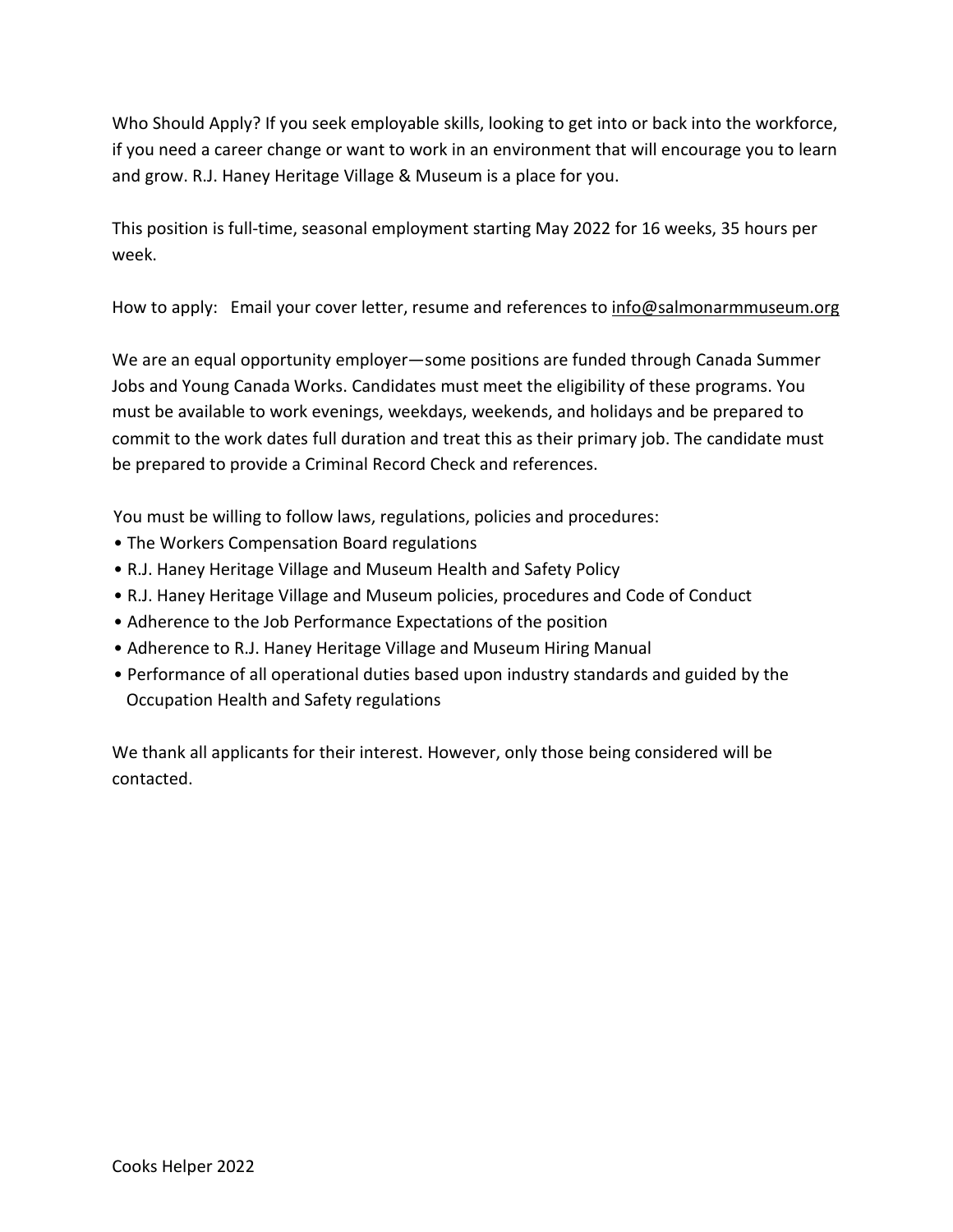Who Should Apply? If you seek employable skills, looking to get into or back into the workforce, if you need a career change or want to work in an environment that will encourage you to learn and grow. R.J. Haney Heritage Village & Museum is a place for you.

This position is full-time, seasonal employment starting May 2022 for 16 weeks, 35 hours per week.

How to apply: Email your cover letter, resume and references to info@salmonarmmuseum.org

We are an equal opportunity employer—some positions are funded through Canada Summer Jobs and Young Canada Works. Candidates must meet the eligibility of these programs. You must be available to work evenings, weekdays, weekends, and holidays and be prepared to commit to the work dates full duration and treat this as their primary job. The candidate must be prepared to provide a Criminal Record Check and references.

You must be willing to follow laws, regulations, policies and procedures:

- The Workers Compensation Board regulations
- R.J. Haney Heritage Village and Museum Health and Safety Policy
- R.J. Haney Heritage Village and Museum policies, procedures and Code of Conduct
- Adherence to the Job Performance Expectations of the position
- Adherence to R.J. Haney Heritage Village and Museum Hiring Manual
- Performance of all operational duties based upon industry standards and guided by the Occupation Health and Safety regulations

We thank all applicants for their interest. However, only those being considered will be contacted.